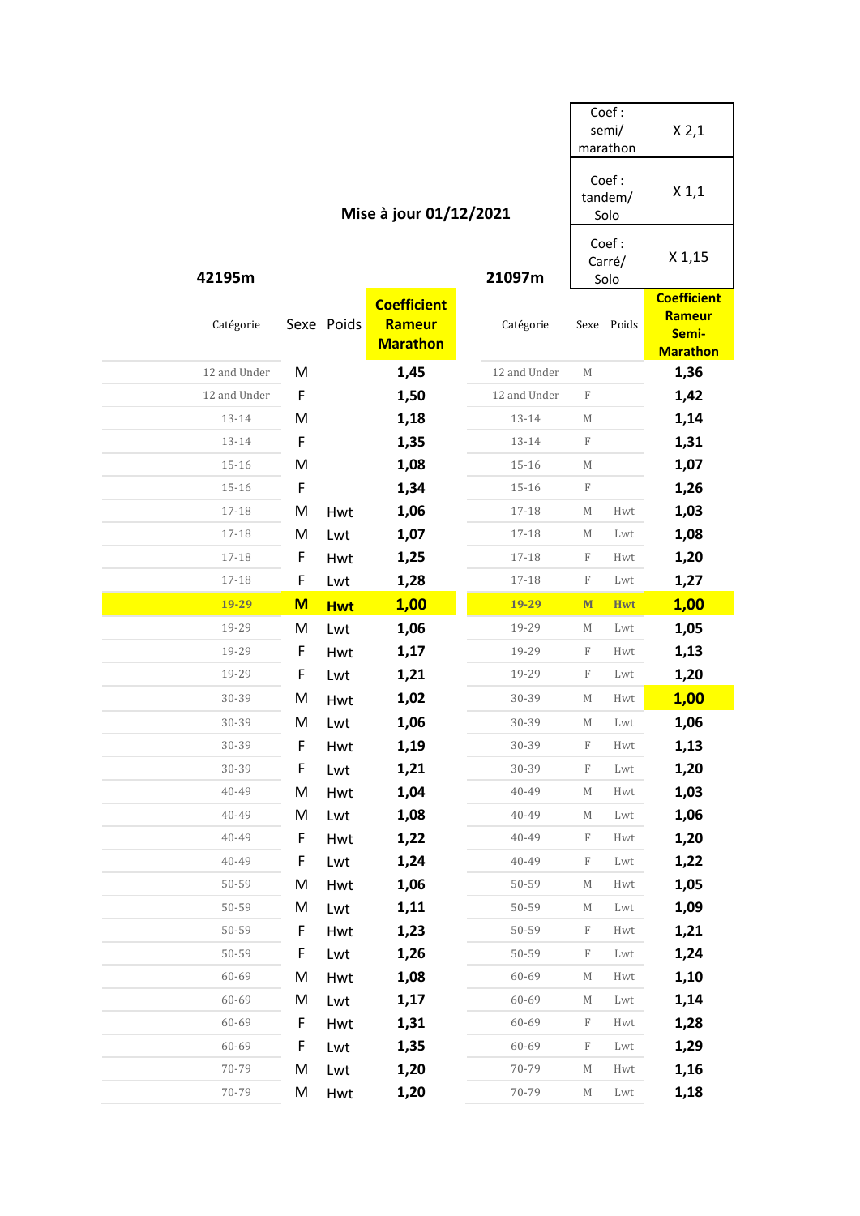**Mise à jour 01/12/2021**

| Coef : semi/ marathon | X 2,1 |
|---|---|
| Coef : tandem/ Solo | X 1,1 |
| Coef : Carré/ Solo | X 1,15 |

| 42195m | | | | 21097m | | | |
|---|---|---|---|---|---|---|---|
| Catégorie | Sexe | Poids | **Coefficient Rameur Marathon** | Catégorie | Sexe | Poids | **Coefficient Rameur Semi-Marathon** |
| 12 and Under | M | | **1,45** | 12 and Under | M | | **1,36** |
| 12 and Under | F | | **1,50** | 12 and Under | F | | **1,42** |
| 13-14 | M | | **1,18** | 13-14 | M | | **1,14** |
| 13-14 | F | | **1,35** | 13-14 | F | | **1,31** |
| 15-16 | M | | **1,08** | 15-16 | M | | **1,07** |
| 15-16 | F | | **1,34** | 15-16 | F | | **1,26** |
| 17-18 | M | Hwt | **1,06** | 17-18 | M | Hwt | **1,03** |
| 17-18 | M | Lwt | **1,07** | 17-18 | M | Lwt | **1,08** |
| 17-18 | F | Hwt | **1,25** | 17-18 | F | Hwt | **1,20** |
| 17-18 | F | Lwt | **1,28** | 17-18 | F | Lwt | **1,27** |
| **19-29** | **M** | **Hwt** | **1,00** | **19-29** | **M** | **Hwt** | **1,00** |
| 19-29 | M | Lwt | **1,06** | 19-29 | M | Lwt | **1,05** |
| 19-29 | F | Hwt | **1,17** | 19-29 | F | Hwt | **1,13** |
| 19-29 | F | Lwt | **1,21** | 19-29 | F | Lwt | **1,20** |
| 30-39 | M | Hwt | **1,02** | 30-39 | M | Hwt | **1,00** |
| 30-39 | M | Lwt | **1,06** | 30-39 | M | Lwt | **1,06** |
| 30-39 | F | Hwt | **1,19** | 30-39 | F | Hwt | **1,13** |
| 30-39 | F | Lwt | **1,21** | 30-39 | F | Lwt | **1,20** |
| 40-49 | M | Hwt | **1,04** | 40-49 | M | Hwt | **1,03** |
| 40-49 | M | Lwt | **1,08** | 40-49 | M | Lwt | **1,06** |
| 40-49 | F | Hwt | **1,22** | 40-49 | F | Hwt | **1,20** |
| 40-49 | F | Lwt | **1,24** | 40-49 | F | Lwt | **1,22** |
| 50-59 | M | Hwt | **1,06** | 50-59 | M | Hwt | **1,05** |
| 50-59 | M | Lwt | **1,11** | 50-59 | M | Lwt | **1,09** |
| 50-59 | F | Hwt | **1,23** | 50-59 | F | Hwt | **1,21** |
| 50-59 | F | Lwt | **1,26** | 50-59 | F | Lwt | **1,24** |
| 60-69 | M | Hwt | **1,08** | 60-69 | M | Hwt | **1,10** |
| 60-69 | M | Lwt | **1,17** | 60-69 | M | Lwt | **1,14** |
| 60-69 | F | Hwt | **1,31** | 60-69 | F | Hwt | **1,28** |
| 60-69 | F | Lwt | **1,35** | 60-69 | F | Lwt | **1,29** |
| 70-79 | M | Lwt | **1,20** | 70-79 | M | Hwt | **1,16** |
| 70-79 | M | Hwt | **1,20** | 70-79 | M | Lwt | **1,18** |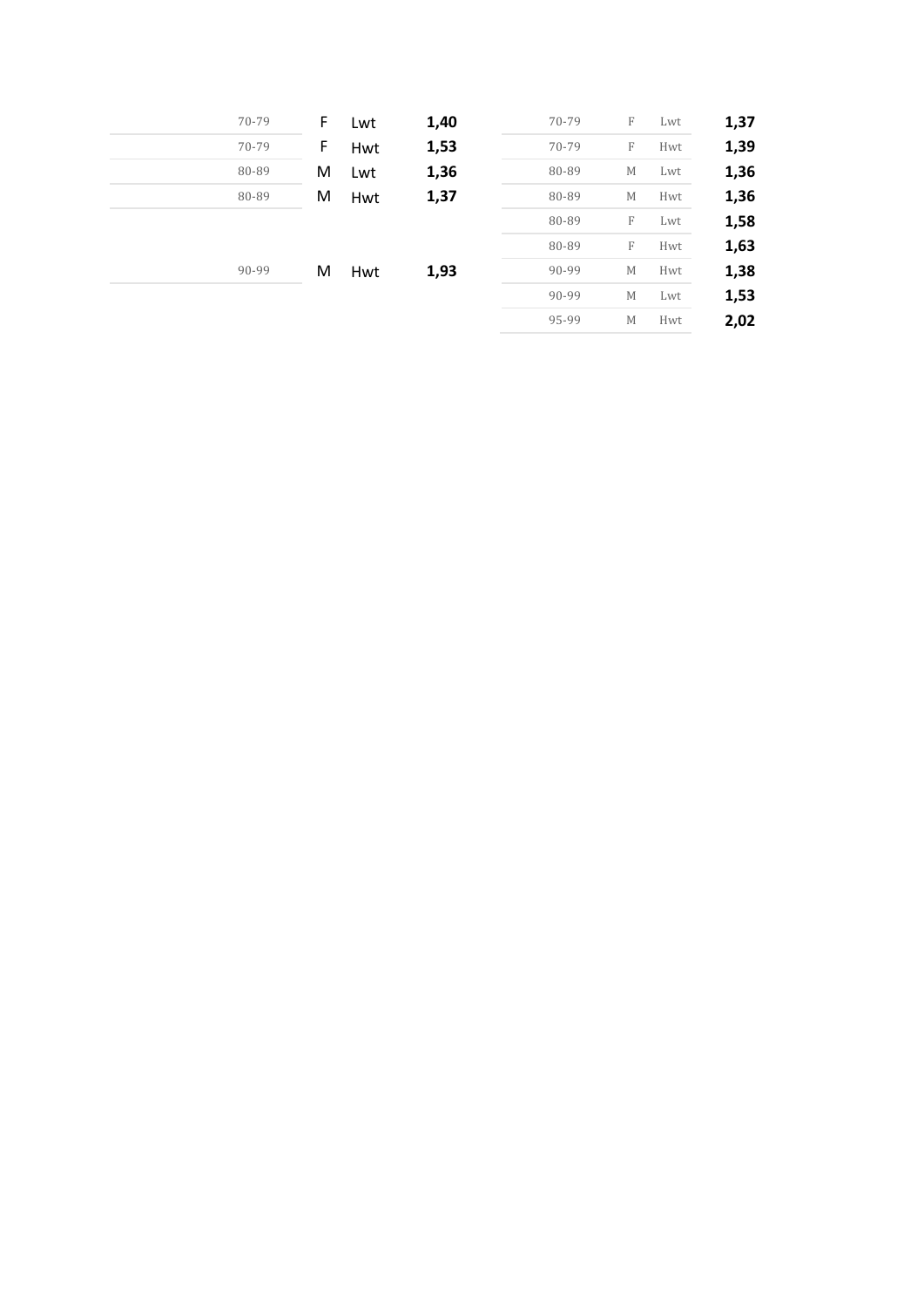| | | | |
|---|---|---|---|
| 70-79 | F | Lwt | **1,40** |
| 70-79 | F | Hwt | **1,53** |
| 80-89 | M | Lwt | **1,36** |
| 80-89 | M | Hwt | **1,37** |
| 90-99 | M | Hwt | **1,93** |

| | | | |
|---|---|---|---|
| 70-79 | F | Lwt | **1,37** |
| 70-79 | F | Hwt | **1,39** |
| 80-89 | M | Lwt | **1,36** |
| 80-89 | M | Hwt | **1,36** |
| 80-89 | F | Lwt | **1,58** |
| 80-89 | F | Hwt | **1,63** |
| 90-99 | M | Hwt | **1,38** |
| 90-99 | M | Lwt | **1,53** |
| 95-99 | M | Hwt | **2,02** |